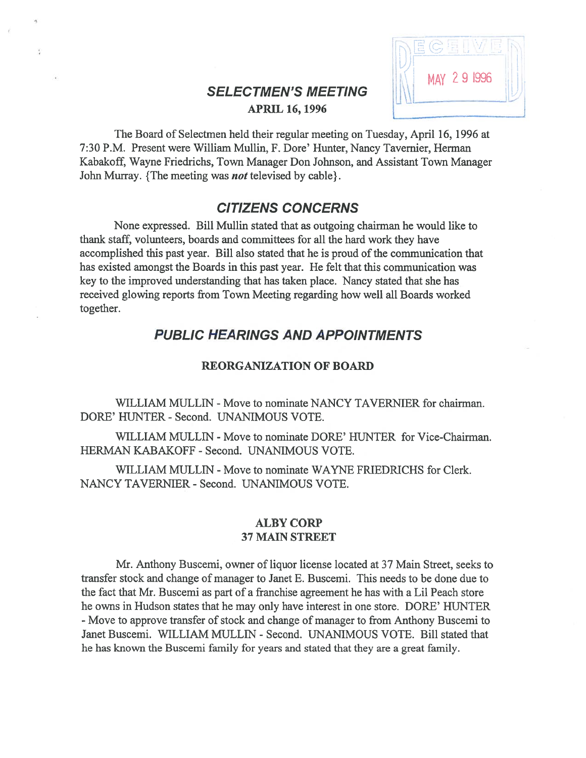# SELECTMEN'S MEETING

**APRIL 16, 1996**

RECEIVED MAY 29 1996

The Board of Selectmen held their regular meeting on Tuesday, April 16, 1996 at 7:30 P.M. Present were William Mullin, F. Dore' Hunter, Nancy Tavernier, Herman Kabakoff, Wayne Friedrichs, Town Manager Don Johnson, and Assistant Town Manager John Murray. {The meeting was ***not*** televised by cable}.

## CITIZENS CONCERNS

None expressed. Bill Mullin stated that as outgoing chairman he would like to thank staff, volunteers, boards and committees for all the hard work they have accomplished this past year. Bill also stated that he is proud of the communication that has existed amongst the Boards in this past year. He felt that this communication was key to the improved understanding that has taken place. Nancy stated that she has received glowing reports from Town Meeting regarding how well all Boards worked together.

## PUBLIC HEARINGS AND APPOINTMENTS

### REORGANIZATION OF BOARD

WILLIAM MULLIN - Move to nominate NANCY TAVERNIER for chairman. DORE' HUNTER - Second. UNANIMOUS VOTE.

WILLIAM MULLIN - Move to nominate DORE' HUNTER for Vice-Chairman. HERMAN KABAKOFF - Second. UNANIMOUS VOTE.

WILLIAM MULLIN - Move to nominate WAYNE FRIEDRICHS for Clerk. NANCY TAVERNIER - Second. UNANIMOUS VOTE.

### ALBY CORP
### 37 MAIN STREET

Mr. Anthony Buscemi, owner of liquor license located at 37 Main Street, seeks to transfer stock and change of manager to Janet E. Buscemi. This needs to be done due to the fact that Mr. Buscemi as part of a franchise agreement he has with a Lil Peach store he owns in Hudson states that he may only have interest in one store. DORE' HUNTER - Move to approve transfer of stock and change of manager to from Anthony Buscemi to Janet Buscemi. WILLIAM MULLIN - Second. UNANIMOUS VOTE. Bill stated that he has known the Buscemi family for years and stated that they are a great family.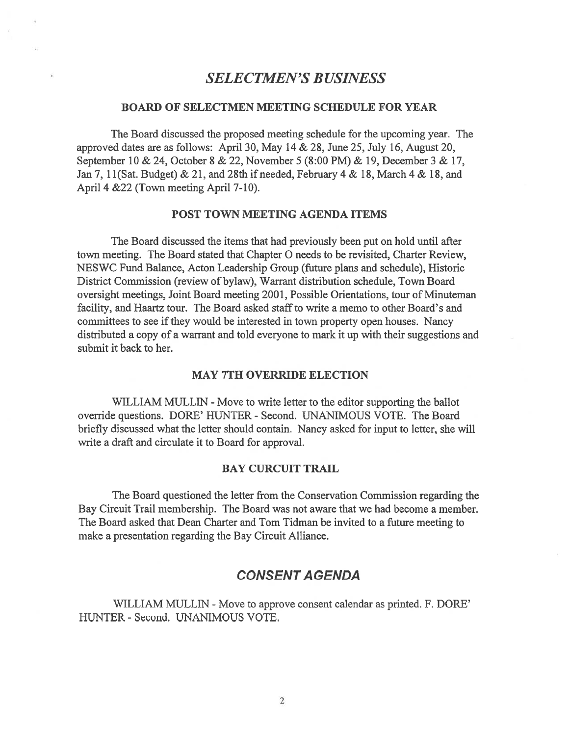# *SELECTMEN'S BUSINESS*

### BOARD OF SELECTMEN MEETING SCHEDULE FOR YEAR

The Board discussed the proposed meeting schedule for the upcoming year. The approved dates are as follows: April 30, May 14 & 28, June 25, July 16, August 20, September 10 & 24, October 8 & 22, November 5 (8:00 PM) & 19, December 3 & 17, Jan 7, 11(Sat. Budget) & 21, and 28th if needed, February 4 & 18, March 4 & 18, and April 4 &22 (Town meeting April 7-10).

### POST TOWN MEETING AGENDA ITEMS

The Board discussed the items that had previously been put on hold until after town meeting. The Board stated that Chapter O needs to be revisited, Charter Review, NESWC Fund Balance, Acton Leadership Group (future plans and schedule), Historic District Commission (review of bylaw), Warrant distribution schedule, Town Board oversight meetings, Joint Board meeting 2001, Possible Orientations, tour of Minuteman facility, and Haartz tour. The Board asked staff to write a memo to other Board's and committees to see if they would be interested in town property open houses. Nancy distributed a copy of a warrant and told everyone to mark it up with their suggestions and submit it back to her.

### MAY 7TH OVERRIDE ELECTION

WILLIAM MULLIN - Move to write letter to the editor supporting the ballot override questions. DORE' HUNTER - Second. UNANIMOUS VOTE. The Board briefly discussed what the letter should contain. Nancy asked for input to letter, she will write a draft and circulate it to Board for approval.

### BAY CURCUIT TRAIL

The Board questioned the letter from the Conservation Commission regarding the Bay Circuit Trail membership. The Board was not aware that we had become a member. The Board asked that Dean Charter and Tom Tidman be invited to a future meeting to make a presentation regarding the Bay Circuit Alliance.

# *CONSENT AGENDA*

WILLIAM MULLIN - Move to approve consent calendar as printed. F. DORE' HUNTER - Second. UNANIMOUS VOTE.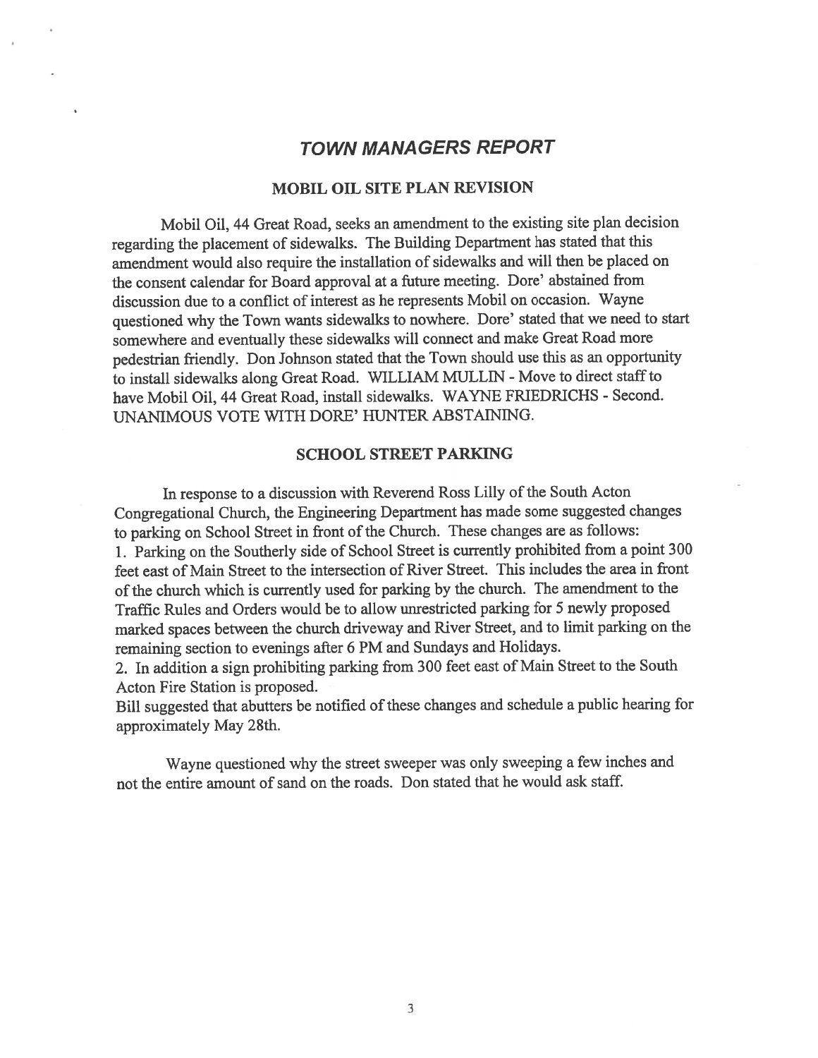# *TOWN MANAGERS REPORT*

## MOBIL OIL SITE PLAN REVISION

Mobil Oil, 44 Great Road, seeks an amendment to the existing site plan decision regarding the placement of sidewalks. The Building Department has stated that this amendment would also require the installation of sidewalks and will then be placed on the consent calendar for Board approval at a future meeting. Dore' abstained from discussion due to a conflict of interest as he represents Mobil on occasion. Wayne questioned why the Town wants sidewalks to nowhere. Dore' stated that we need to start somewhere and eventually these sidewalks will connect and make Great Road more pedestrian friendly. Don Johnson stated that the Town should use this as an opportunity to install sidewalks along Great Road. WILLIAM MULLIN - Move to direct staff to have Mobil Oil, 44 Great Road, install sidewalks. WAYNE FRIEDRICHS - Second. UNANIMOUS VOTE WITH DORE' HUNTER ABSTAINING.

## SCHOOL STREET PARKING

In response to a discussion with Reverend Ross Lilly of the South Acton Congregational Church, the Engineering Department has made some suggested changes to parking on School Street in front of the Church. These changes are as follows:

1. Parking on the Southerly side of School Street is currently prohibited from a point 300 feet east of Main Street to the intersection of River Street. This includes the area in front of the church which is currently used for parking by the church. The amendment to the Traffic Rules and Orders would be to allow unrestricted parking for 5 newly proposed marked spaces between the church driveway and River Street, and to limit parking on the remaining section to evenings after 6 PM and Sundays and Holidays.
2. In addition a sign prohibiting parking from 300 feet east of Main Street to the South Acton Fire Station is proposed.

Bill suggested that abutters be notified of these changes and schedule a public hearing for approximately May 28th.

Wayne questioned why the street sweeper was only sweeping a few inches and not the entire amount of sand on the roads. Don stated that he would ask staff.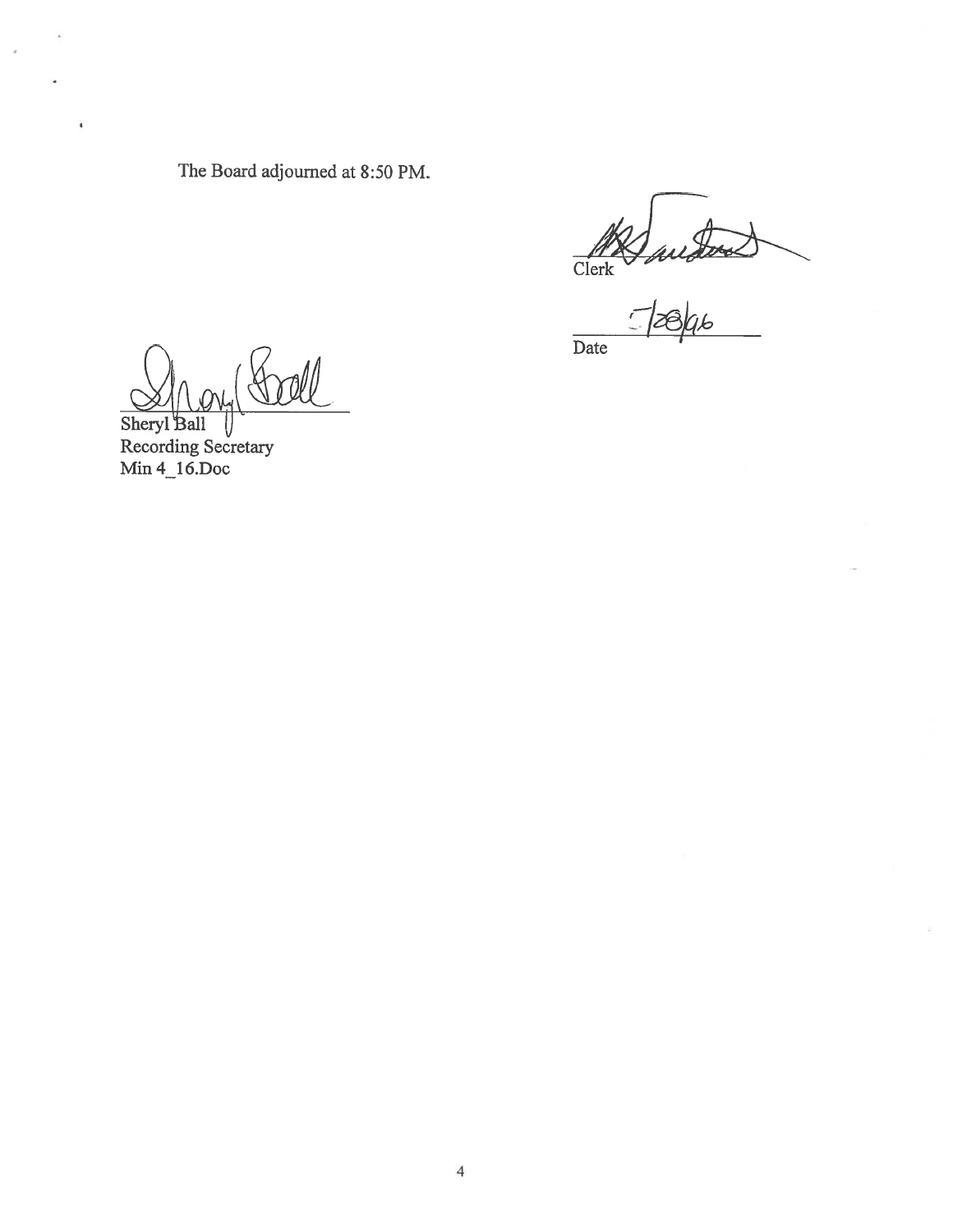The Board adjourned at 8:50 PM.

Clerk

5/28/96

Date

Sheryl Ball
Recording Secretary
Min 4_16.Doc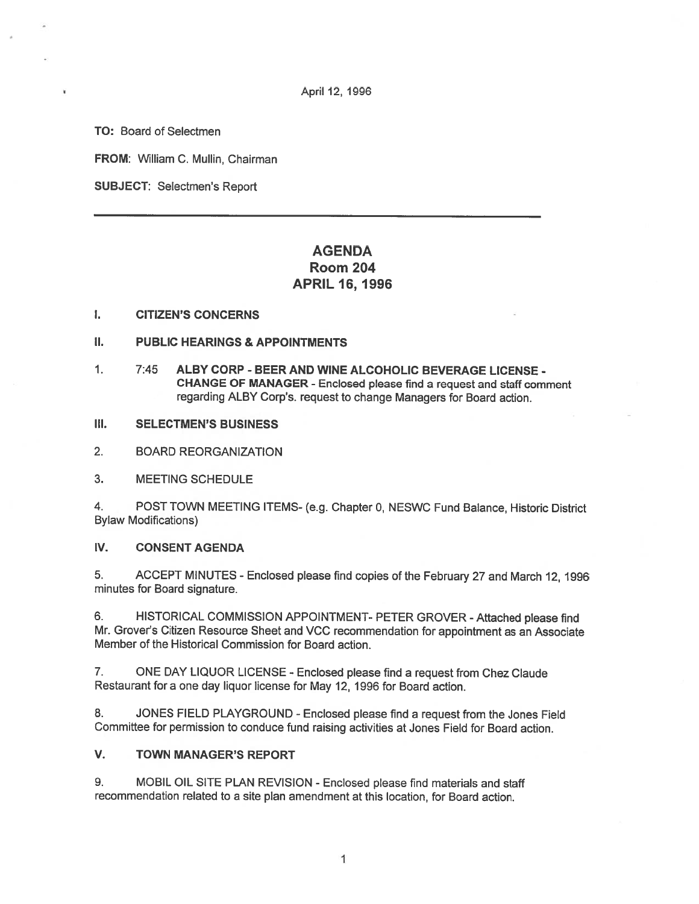April 12, 1996

**TO:** Board of Selectmen

**FROM:** William C. Mullin, Chairman

**SUBJECT:** Selectmen's Report

---

# AGENDA
## Room 204
## APRIL 16, 1996

**I. CITIZEN'S CONCERNS**

**II. PUBLIC HEARINGS & APPOINTMENTS**

1. 7:45 **ALBY CORP - BEER AND WINE ALCOHOLIC BEVERAGE LICENSE - CHANGE OF MANAGER** - Enclosed please find a request and staff comment regarding ALBY Corp's. request to change Managers for Board action.

**III. SELECTMEN'S BUSINESS**

2. BOARD REORGANIZATION

3. MEETING SCHEDULE

4. POST TOWN MEETING ITEMS- (e.g. Chapter 0, NESWC Fund Balance, Historic District Bylaw Modifications)

**IV. CONSENT AGENDA**

5. ACCEPT MINUTES - Enclosed please find copies of the February 27 and March 12, 1996 minutes for Board signature.

6. HISTORICAL COMMISSION APPOINTMENT- PETER GROVER - Attached please find Mr. Grover's Citizen Resource Sheet and VCC recommendation for appointment as an Associate Member of the Historical Commission for Board action.

7. ONE DAY LIQUOR LICENSE - Enclosed please find a request from Chez Claude Restaurant for a one day liquor license for May 12, 1996 for Board action.

8. JONES FIELD PLAYGROUND - Enclosed please find a request from the Jones Field Committee for permission to conduce fund raising activities at Jones Field for Board action.

**V. TOWN MANAGER'S REPORT**

9. MOBIL OIL SITE PLAN REVISION - Enclosed please find materials and staff recommendation related to a site plan amendment at this location, for Board action.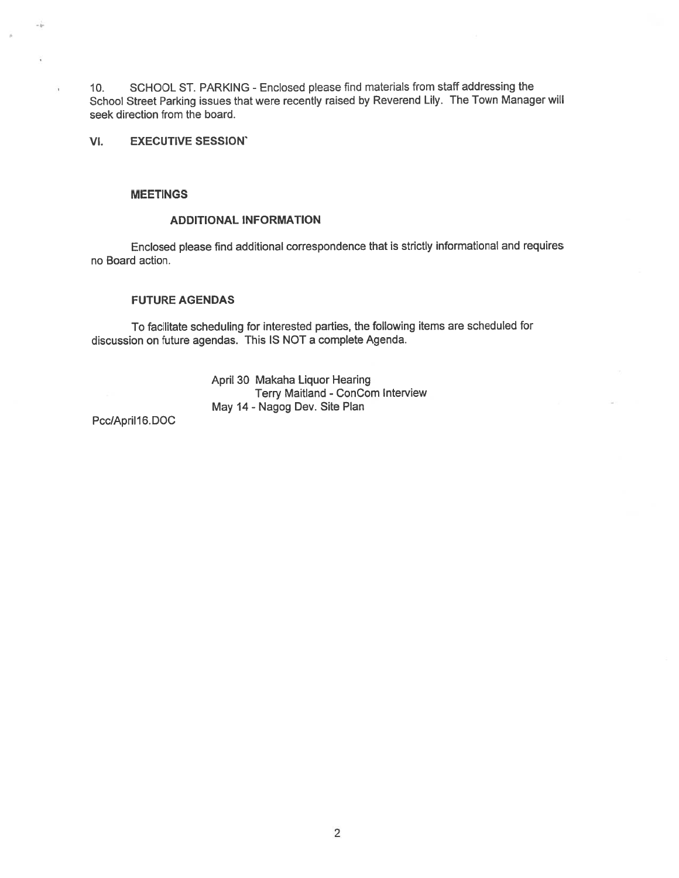10. SCHOOL ST. PARKING - Enclosed please find materials from staff addressing the School Street Parking issues that were recently raised by Reverend Lily. The Town Manager will seek direction from the board.

## VI. EXECUTIVE SESSION`

### MEETINGS

### ADDITIONAL INFORMATION

Enclosed please find additional correspondence that is strictly informational and requires no Board action.

### FUTURE AGENDAS

To facilitate scheduling for interested parties, the following items are scheduled for discussion on future agendas. This IS NOT a complete Agenda.

April 30 Makaha Liquor Hearing
Terry Maitland - ConCom Interview
May 14 - Nagog Dev. Site Plan

Pcc/April16.DOC